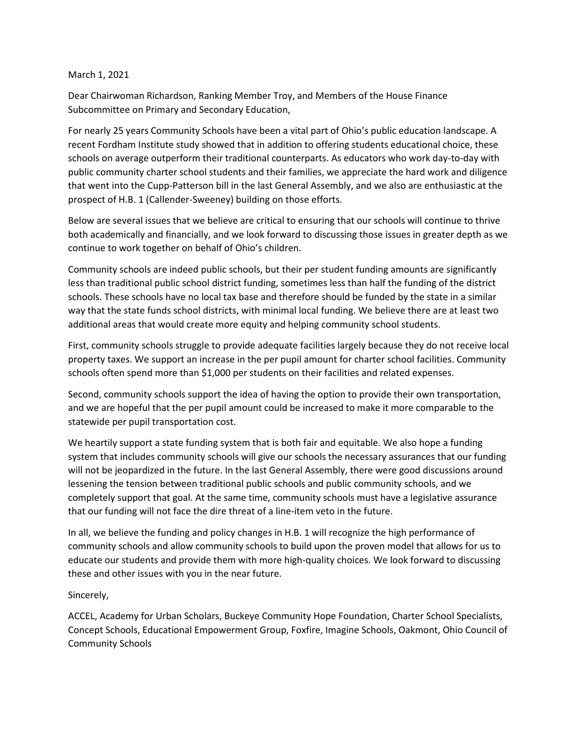March 1, 2021

Dear Chairwoman Richardson, Ranking Member Troy, and Members of the House Finance Subcommittee on Primary and Secondary Education,

For nearly 25 years Community Schools have been a vital part of Ohio's public education landscape. A recent Fordham Institute study showed that in addition to offering students educational choice, these schools on average outperform their traditional counterparts. As educators who work day-to-day with public community charter school students and their families, we appreciate the hard work and diligence that went into the Cupp-Patterson bill in the last General Assembly, and we also are enthusiastic at the prospect of H.B. 1 (Callender-Sweeney) building on those efforts.

Below are several issues that we believe are critical to ensuring that our schools will continue to thrive both academically and financially, and we look forward to discussing those issues in greater depth as we continue to work together on behalf of Ohio's children.

Community schools are indeed public schools, but their per student funding amounts are significantly less than traditional public school district funding, sometimes less than half the funding of the district schools. These schools have no local tax base and therefore should be funded by the state in a similar way that the state funds school districts, with minimal local funding. We believe there are at least two additional areas that would create more equity and helping community school students.

First, community schools struggle to provide adequate facilities largely because they do not receive local property taxes. We support an increase in the per pupil amount for charter school facilities. Community schools often spend more than $1,000 per students on their facilities and related expenses.

Second, community schools support the idea of having the option to provide their own transportation, and we are hopeful that the per pupil amount could be increased to make it more comparable to the statewide per pupil transportation cost.

We heartily support a state funding system that is both fair and equitable. We also hope a funding system that includes community schools will give our schools the necessary assurances that our funding will not be jeopardized in the future. In the last General Assembly, there were good discussions around lessening the tension between traditional public schools and public community schools, and we completely support that goal. At the same time, community schools must have a legislative assurance that our funding will not face the dire threat of a line-item veto in the future.

In all, we believe the funding and policy changes in H.B. 1 will recognize the high performance of community schools and allow community schools to build upon the proven model that allows for us to educate our students and provide them with more high-quality choices. We look forward to discussing these and other issues with you in the near future.

Sincerely,

ACCEL, Academy for Urban Scholars, Buckeye Community Hope Foundation, Charter School Specialists, Concept Schools, Educational Empowerment Group, Foxfire, Imagine Schools, Oakmont, Ohio Council of Community Schools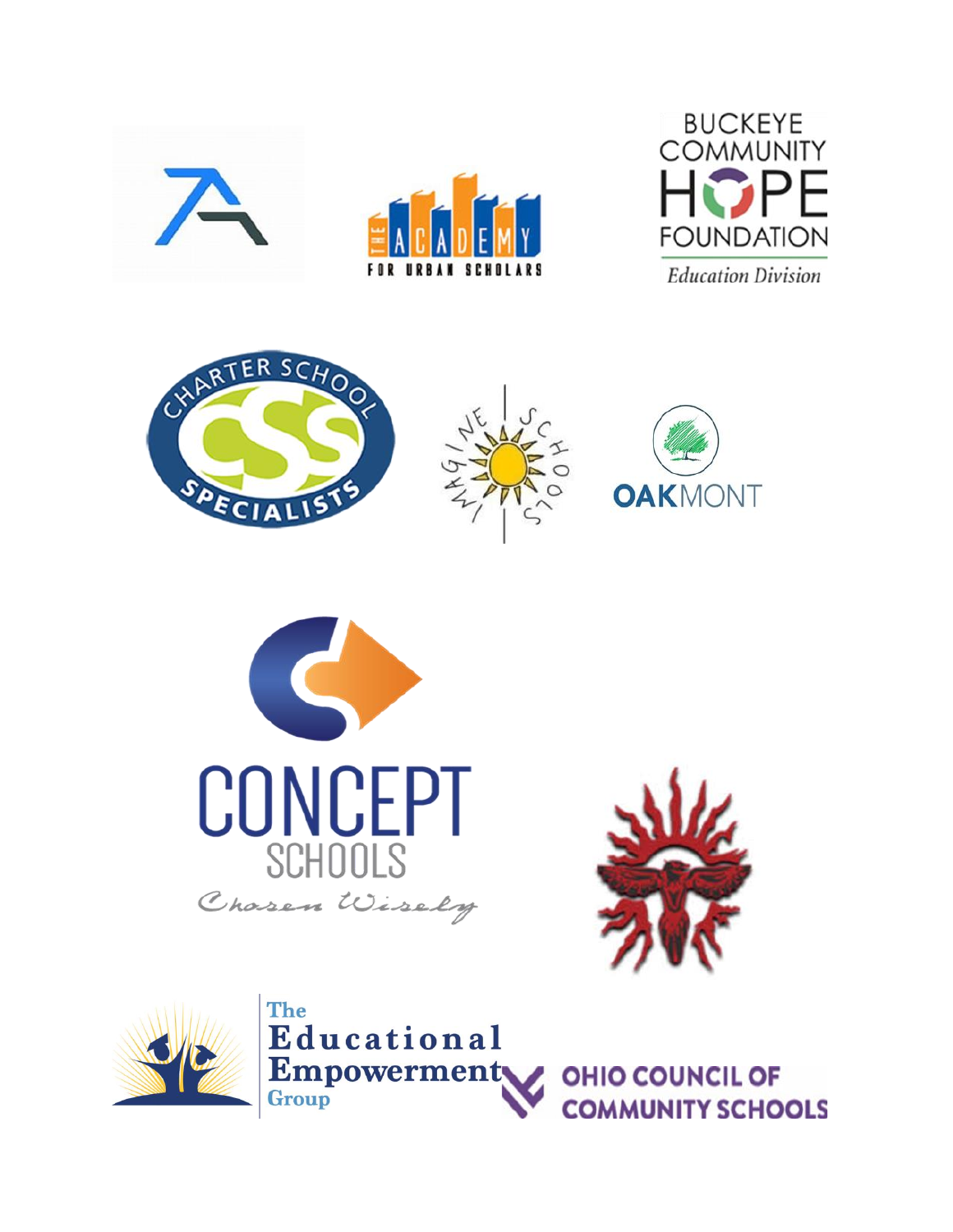THE ACADEMY FOR URBAN SCHOLARS

BUCKEYE COMMUNITY HOPE FOUNDATION

Education Division

CHARTER SCHOOL SPECIALISTS

IMAGINE SCHOOLS

OAKMONT

CONCEPT SCHOOLS

Chosen Wisely

The Educational Empowerment Group

OHIO COUNCIL OF COMMUNITY SCHOOLS